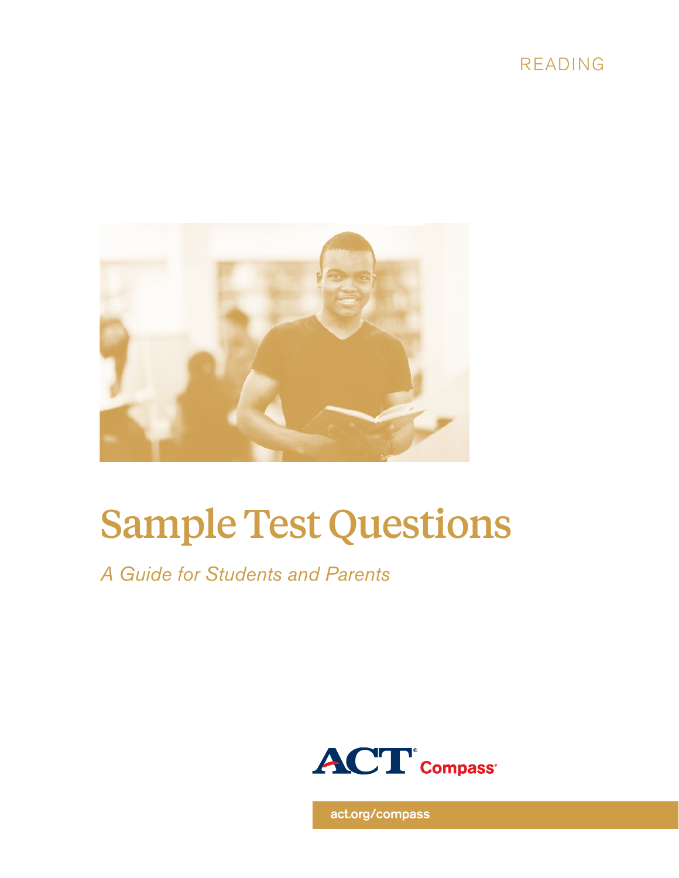READING

# Sample Test Questions

*A Guide for Students and Parents*

ACT® Compass®

act.org/compass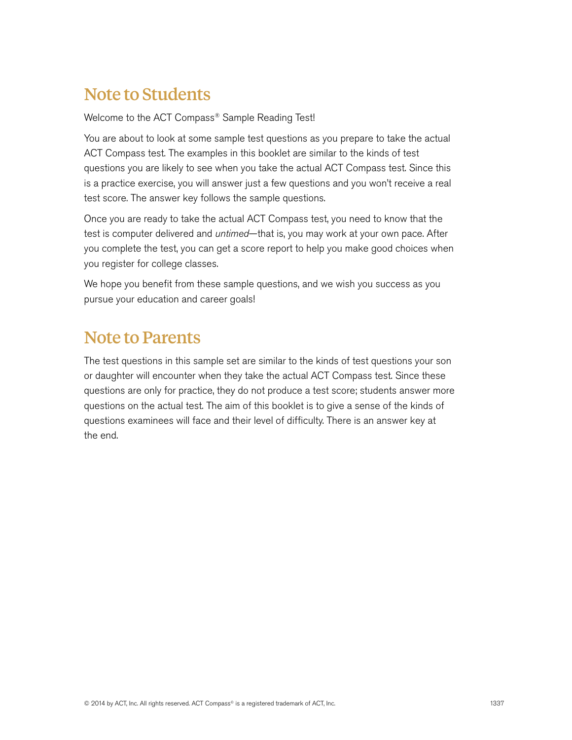## Note to Students

Welcome to the ACT Compass® Sample Reading Test!

You are about to look at some sample test questions as you prepare to take the actual ACT Compass test. The examples in this booklet are similar to the kinds of test questions you are likely to see when you take the actual ACT Compass test. Since this is a practice exercise, you will answer just a few questions and you won't receive a real test score. The answer key follows the sample questions.

Once you are ready to take the actual ACT Compass test, you need to know that the test is computer delivered and *untimed*—that is, you may work at your own pace. After you complete the test, you can get a score report to help you make good choices when you register for college classes.

We hope you benefit from these sample questions, and we wish you success as you pursue your education and career goals!

## Note to Parents

The test questions in this sample set are similar to the kinds of test questions your son or daughter will encounter when they take the actual ACT Compass test. Since these questions are only for practice, they do not produce a test score; students answer more questions on the actual test. The aim of this booklet is to give a sense of the kinds of questions examinees will face and their level of difficulty. There is an answer key at the end.

© 2014 by ACT, Inc. All rights reserved. ACT Compass© is a registered trademark of ACT, Inc.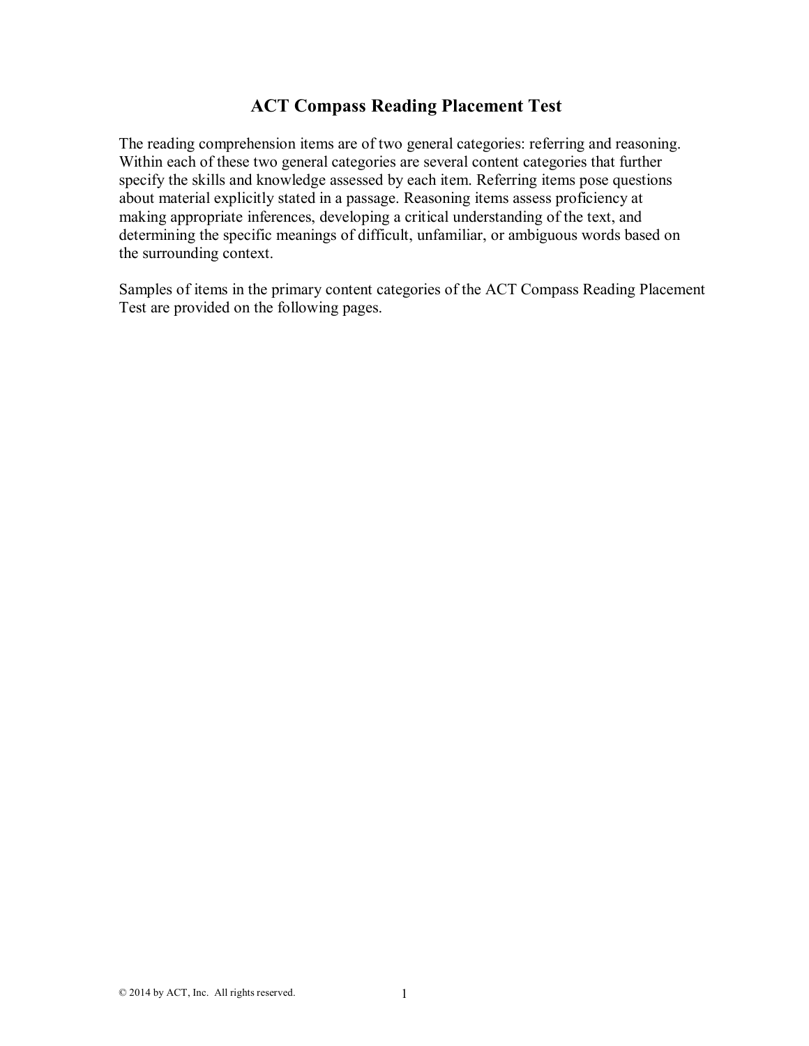# ACT Compass Reading Placement Test

The reading comprehension items are of two general categories: referring and reasoning. Within each of these two general categories are several content categories that further specify the skills and knowledge assessed by each item. Referring items pose questions about material explicitly stated in a passage. Reasoning items assess proficiency at making appropriate inferences, developing a critical understanding of the text, and determining the specific meanings of difficult, unfamiliar, or ambiguous words based on the surrounding context.

Samples of items in the primary content categories of the ACT Compass Reading Placement Test are provided on the following pages.

© 2014 by ACT, Inc. All rights reserved.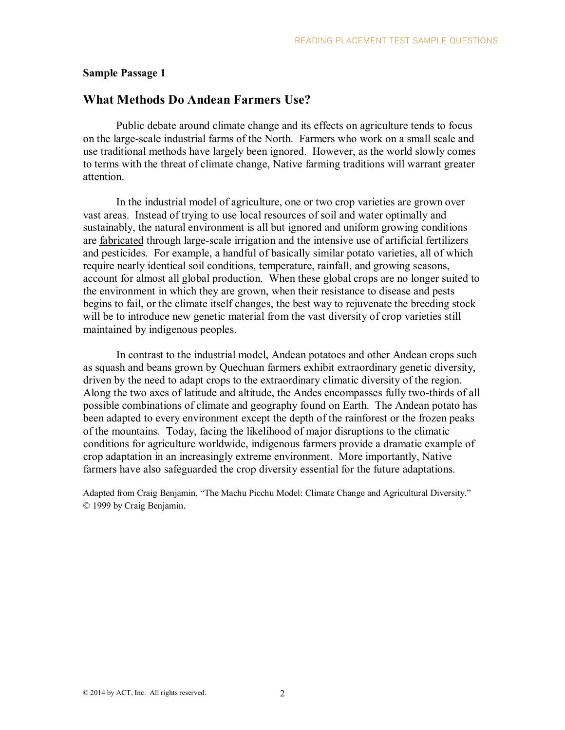**Sample Passage 1**

## What Methods Do Andean Farmers Use?

Public debate around climate change and its effects on agriculture tends to focus on the large-scale industrial farms of the North. Farmers who work on a small scale and use traditional methods have largely been ignored. However, as the world slowly comes to terms with the threat of climate change, Native farming traditions will warrant greater attention.

In the industrial model of agriculture, one or two crop varieties are grown over vast areas. Instead of trying to use local resources of soil and water optimally and sustainably, the natural environment is all but ignored and uniform growing conditions are <u>fabricated</u> through large-scale irrigation and the intensive use of artificial fertilizers and pesticides. For example, a handful of basically similar potato varieties, all of which require nearly identical soil conditions, temperature, rainfall, and growing seasons, account for almost all global production. When these global crops are no longer suited to the environment in which they are grown, when their resistance to disease and pests begins to fail, or the climate itself changes, the best way to rejuvenate the breeding stock will be to introduce new genetic material from the vast diversity of crop varieties still maintained by indigenous peoples.

In contrast to the industrial model, Andean potatoes and other Andean crops such as squash and beans grown by Quechuan farmers exhibit extraordinary genetic diversity, driven by the need to adapt crops to the extraordinary climatic diversity of the region. Along the two axes of latitude and altitude, the Andes encompasses fully two-thirds of all possible combinations of climate and geography found on Earth. The Andean potato has been adapted to every environment except the depth of the rainforest or the frozen peaks of the mountains. Today, facing the likelihood of major disruptions to the climatic conditions for agriculture worldwide, indigenous farmers provide a dramatic example of crop adaptation in an increasingly extreme environment. More importantly, Native farmers have also safeguarded the crop diversity essential for the future adaptations.

Adapted from Craig Benjamin, "The Machu Picchu Model: Climate Change and Agricultural Diversity." © 1999 by Craig Benjamin.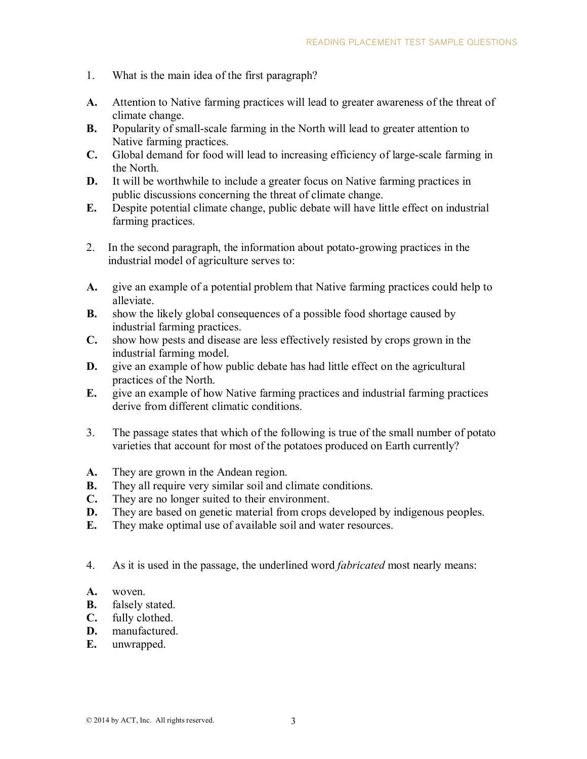1. What is the main idea of the first paragraph?

**A.** Attention to Native farming practices will lead to greater awareness of the threat of climate change.
**B.** Popularity of small-scale farming in the North will lead to greater attention to Native farming practices.
**C.** Global demand for food will lead to increasing efficiency of large-scale farming in the North.
**D.** It will be worthwhile to include a greater focus on Native farming practices in public discussions concerning the threat of climate change.
**E.** Despite potential climate change, public debate will have little effect on industrial farming practices.

2. In the second paragraph, the information about potato-growing practices in the industrial model of agriculture serves to:

**A.** give an example of a potential problem that Native farming practices could help to alleviate.
**B.** show the likely global consequences of a possible food shortage caused by industrial farming practices.
**C.** show how pests and disease are less effectively resisted by crops grown in the industrial farming model.
**D.** give an example of how public debate has had little effect on the agricultural practices of the North.
**E.** give an example of how Native farming practices and industrial farming practices derive from different climatic conditions.

3. The passage states that which of the following is true of the small number of potato varieties that account for most of the potatoes produced on Earth currently?

**A.** They are grown in the Andean region.
**B.** They all require very similar soil and climate conditions.
**C.** They are no longer suited to their environment.
**D.** They are based on genetic material from crops developed by indigenous peoples.
**E.** They make optimal use of available soil and water resources.

4. As it is used in the passage, the underlined word *fabricated* most nearly means:

**A.** woven.
**B.** falsely stated.
**C.** fully clothed.
**D.** manufactured.
**E.** unwrapped.

© 2014 by ACT, Inc. All rights reserved.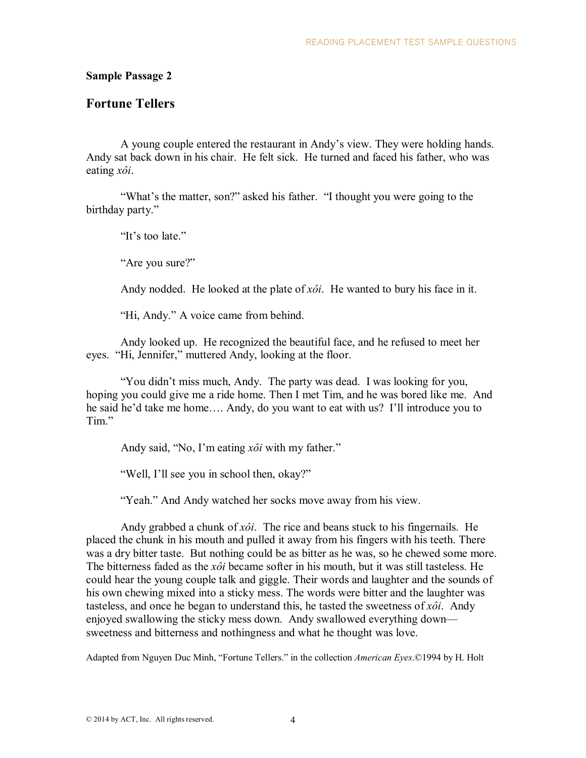**Sample Passage 2**

## Fortune Tellers

A young couple entered the restaurant in Andy's view. They were holding hands. Andy sat back down in his chair. He felt sick. He turned and faced his father, who was eating *xôi*.

"What's the matter, son?" asked his father. "I thought you were going to the birthday party."

"It's too late."

"Are you sure?"

Andy nodded. He looked at the plate of *xôi*. He wanted to bury his face in it.

"Hi, Andy." A voice came from behind.

Andy looked up. He recognized the beautiful face, and he refused to meet her eyes. "Hi, Jennifer," muttered Andy, looking at the floor.

"You didn't miss much, Andy. The party was dead. I was looking for you, hoping you could give me a ride home. Then I met Tim, and he was bored like me. And he said he'd take me home…. Andy, do you want to eat with us? I'll introduce you to Tim."

Andy said, "No, I'm eating *xôi* with my father."

"Well, I'll see you in school then, okay?"

"Yeah." And Andy watched her socks move away from his view.

Andy grabbed a chunk of *xôi*. The rice and beans stuck to his fingernails. He placed the chunk in his mouth and pulled it away from his fingers with his teeth. There was a dry bitter taste. But nothing could be as bitter as he was, so he chewed some more. The bitterness faded as the *xôi* became softer in his mouth, but it was still tasteless. He could hear the young couple talk and giggle. Their words and laughter and the sounds of his own chewing mixed into a sticky mess. The words were bitter and the laughter was tasteless, and once he began to understand this, he tasted the sweetness of *xôi*. Andy enjoyed swallowing the sticky mess down. Andy swallowed everything down—sweetness and bitterness and nothingness and what he thought was love.

Adapted from Nguyen Duc Minh, "Fortune Tellers." in the collection *American Eyes*.©1994 by H. Holt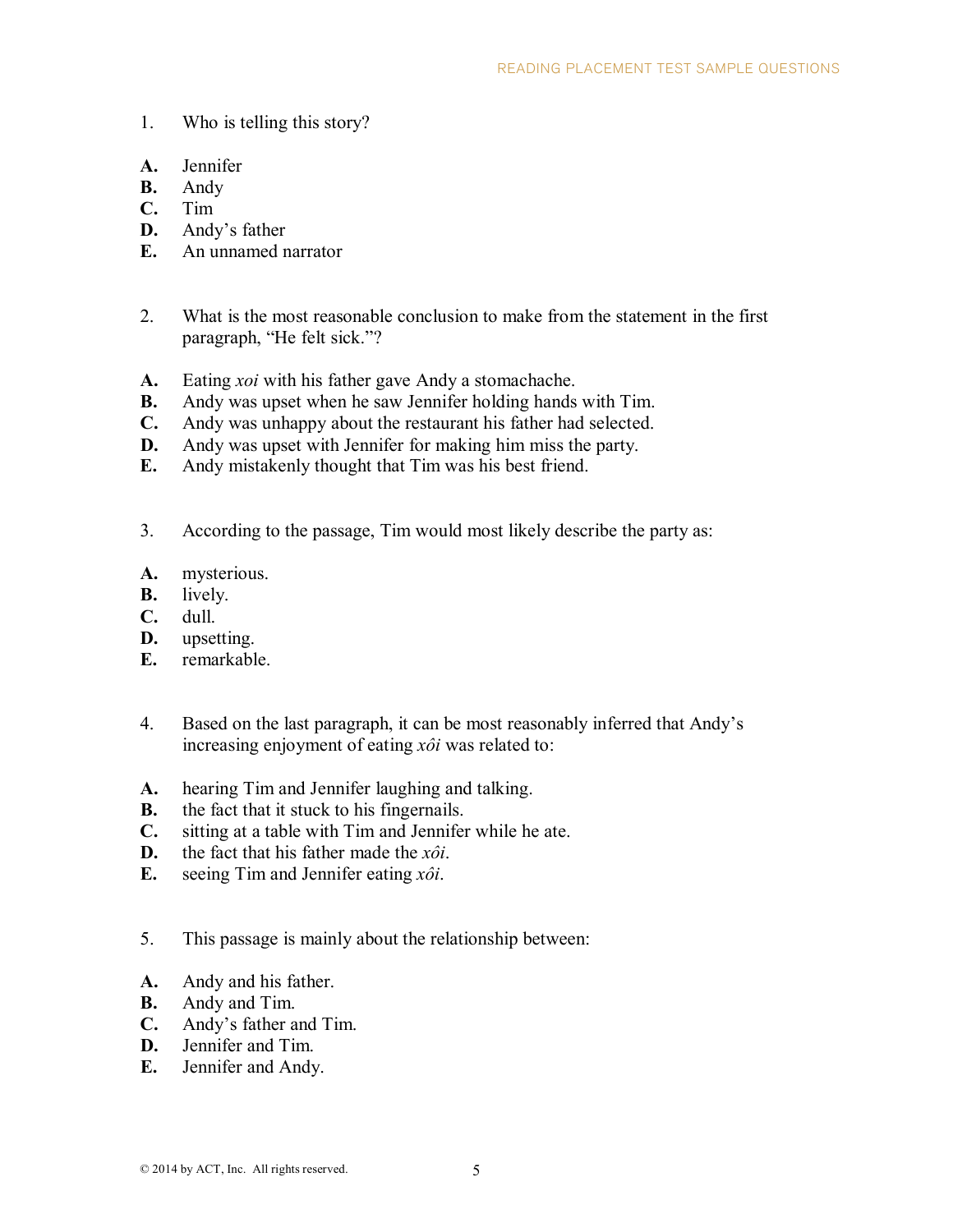1. Who is telling this story?

**A.** Jennifer
**B.** Andy
**C.** Tim
**D.** Andy's father
**E.** An unnamed narrator

2. What is the most reasonable conclusion to make from the statement in the first paragraph, "He felt sick."?

**A.** Eating *xoi* with his father gave Andy a stomachache.
**B.** Andy was upset when he saw Jennifer holding hands with Tim.
**C.** Andy was unhappy about the restaurant his father had selected.
**D.** Andy was upset with Jennifer for making him miss the party.
**E.** Andy mistakenly thought that Tim was his best friend.

3. According to the passage, Tim would most likely describe the party as:

**A.** mysterious.
**B.** lively.
**C.** dull.
**D.** upsetting.
**E.** remarkable.

4. Based on the last paragraph, it can be most reasonably inferred that Andy's increasing enjoyment of eating *xôi* was related to:

**A.** hearing Tim and Jennifer laughing and talking.
**B.** the fact that it stuck to his fingernails.
**C.** sitting at a table with Tim and Jennifer while he ate.
**D.** the fact that his father made the *xôi*.
**E.** seeing Tim and Jennifer eating *xôi*.

5. This passage is mainly about the relationship between:

**A.** Andy and his father.
**B.** Andy and Tim.
**C.** Andy's father and Tim.
**D.** Jennifer and Tim.
**E.** Jennifer and Andy.

© 2014 by ACT, Inc. All rights reserved.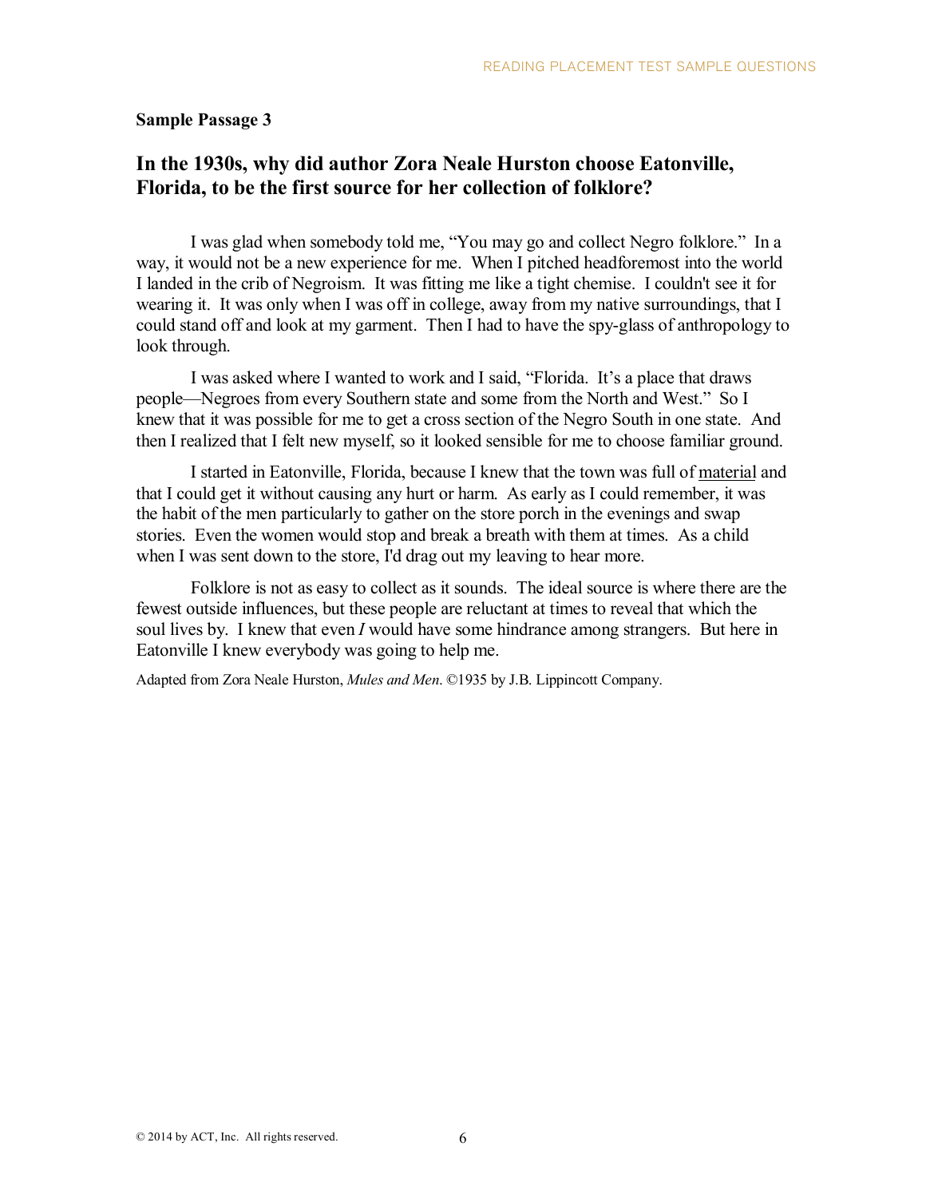**Sample Passage 3**

## In the 1930s, why did author Zora Neale Hurston choose Eatonville, Florida, to be the first source for her collection of folklore?

I was glad when somebody told me, "You may go and collect Negro folklore." In a way, it would not be a new experience for me. When I pitched headforemost into the world I landed in the crib of Negroism. It was fitting me like a tight chemise. I couldn't see it for wearing it. It was only when I was off in college, away from my native surroundings, that I could stand off and look at my garment. Then I had to have the spy-glass of anthropology to look through.

I was asked where I wanted to work and I said, "Florida. It's a place that draws people—Negroes from every Southern state and some from the North and West." So I knew that it was possible for me to get a cross section of the Negro South in one state. And then I realized that I felt new myself, so it looked sensible for me to choose familiar ground.

I started in Eatonville, Florida, because I knew that the town was full of <u>material</u> and that I could get it without causing any hurt or harm. As early as I could remember, it was the habit of the men particularly to gather on the store porch in the evenings and swap stories. Even the women would stop and break a breath with them at times. As a child when I was sent down to the store, I'd drag out my leaving to hear more.

Folklore is not as easy to collect as it sounds. The ideal source is where there are the fewest outside influences, but these people are reluctant at times to reveal that which the soul lives by. I knew that even *I* would have some hindrance among strangers. But here in Eatonville I knew everybody was going to help me.

Adapted from Zora Neale Hurston, *Mules and Men*. ©1935 by J.B. Lippincott Company.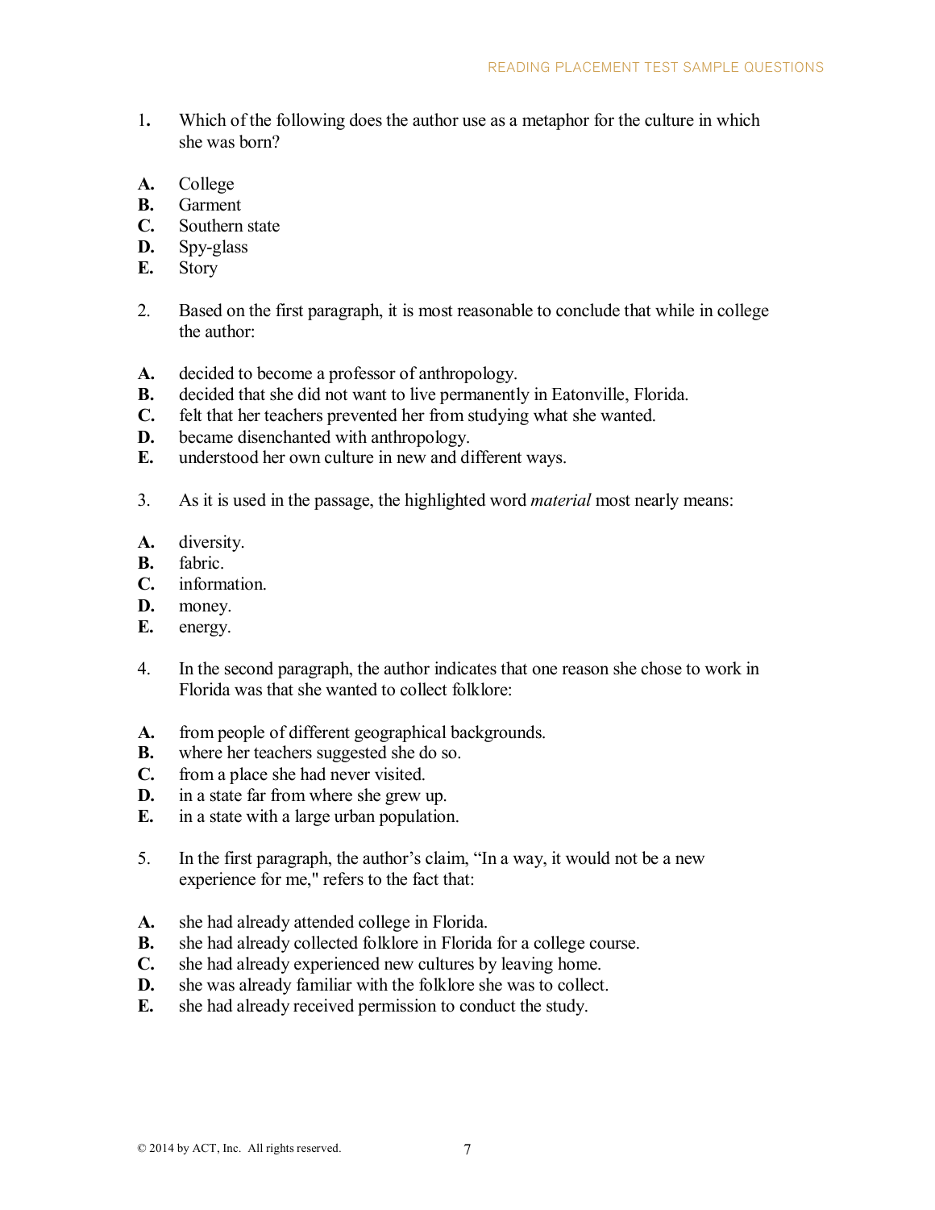1. Which of the following does the author use as a metaphor for the culture in which she was born?

**A.** College
**B.** Garment
**C.** Southern state
**D.** Spy-glass
**E.** Story

2. Based on the first paragraph, it is most reasonable to conclude that while in college the author:

**A.** decided to become a professor of anthropology.
**B.** decided that she did not want to live permanently in Eatonville, Florida.
**C.** felt that her teachers prevented her from studying what she wanted.
**D.** became disenchanted with anthropology.
**E.** understood her own culture in new and different ways.

3. As it is used in the passage, the highlighted word *material* most nearly means:

**A.** diversity.
**B.** fabric.
**C.** information.
**D.** money.
**E.** energy.

4. In the second paragraph, the author indicates that one reason she chose to work in Florida was that she wanted to collect folklore:

**A.** from people of different geographical backgrounds.
**B.** where her teachers suggested she do so.
**C.** from a place she had never visited.
**D.** in a state far from where she grew up.
**E.** in a state with a large urban population.

5. In the first paragraph, the author's claim, "In a way, it would not be a new experience for me," refers to the fact that:

**A.** she had already attended college in Florida.
**B.** she had already collected folklore in Florida for a college course.
**C.** she had already experienced new cultures by leaving home.
**D.** she was already familiar with the folklore she was to collect.
**E.** she had already received permission to conduct the study.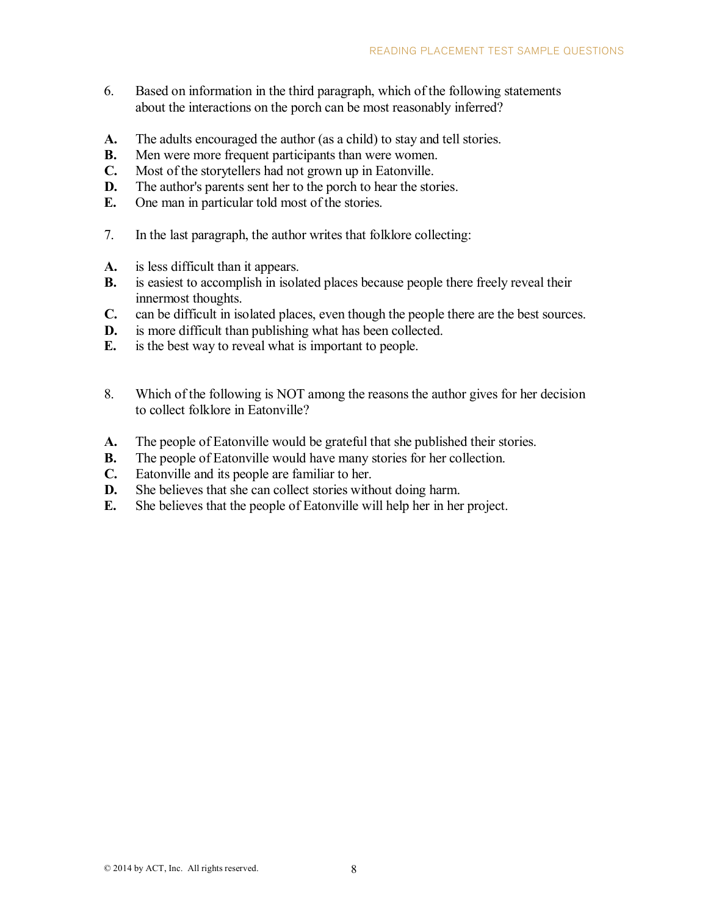6. Based on information in the third paragraph, which of the following statements about the interactions on the porch can be most reasonably inferred?

**A.** The adults encouraged the author (as a child) to stay and tell stories.
**B.** Men were more frequent participants than were women.
**C.** Most of the storytellers had not grown up in Eatonville.
**D.** The author's parents sent her to the porch to hear the stories.
**E.** One man in particular told most of the stories.

7. In the last paragraph, the author writes that folklore collecting:

**A.** is less difficult than it appears.
**B.** is easiest to accomplish in isolated places because people there freely reveal their innermost thoughts.
**C.** can be difficult in isolated places, even though the people there are the best sources.
**D.** is more difficult than publishing what has been collected.
**E.** is the best way to reveal what is important to people.

8. Which of the following is NOT among the reasons the author gives for her decision to collect folklore in Eatonville?

**A.** The people of Eatonville would be grateful that she published their stories.
**B.** The people of Eatonville would have many stories for her collection.
**C.** Eatonville and its people are familiar to her.
**D.** She believes that she can collect stories without doing harm.
**E.** She believes that the people of Eatonville will help her in her project.

© 2014 by ACT, Inc. All rights reserved.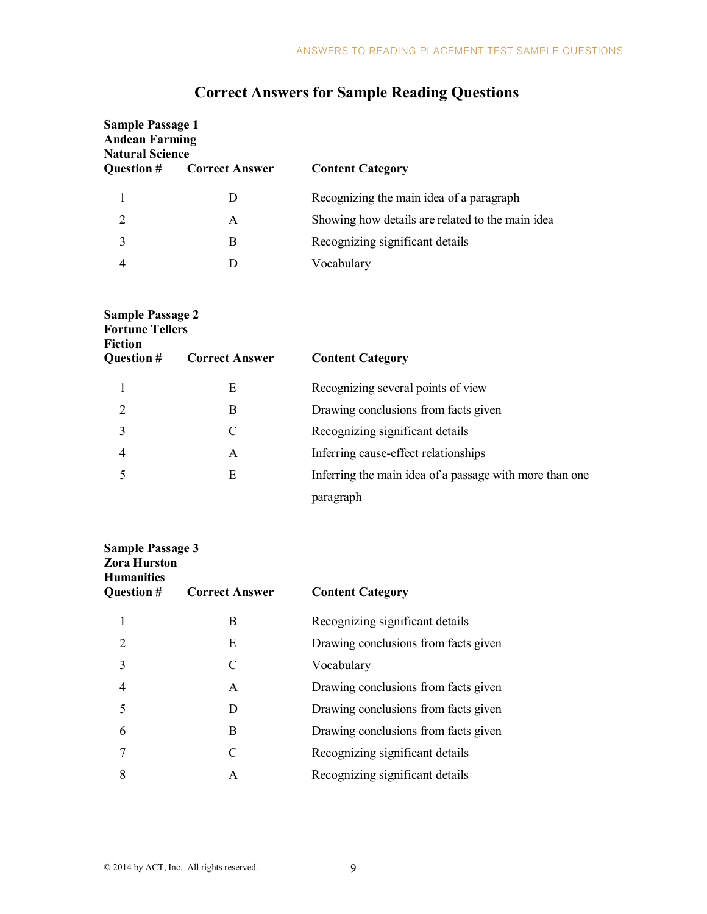# Correct Answers for Sample Reading Questions

**Sample Passage 1**
**Andean Farming**
**Natural Science**

| Question # | Correct Answer | Content Category |
|---|---|---|
| 1 | D | Recognizing the main idea of a paragraph |
| 2 | A | Showing how details are related to the main idea |
| 3 | B | Recognizing significant details |
| 4 | D | Vocabulary |

**Sample Passage 2**
**Fortune Tellers**
**Fiction**

| Question # | Correct Answer | Content Category |
|---|---|---|
| 1 | E | Recognizing several points of view |
| 2 | B | Drawing conclusions from facts given |
| 3 | C | Recognizing significant details |
| 4 | A | Inferring cause-effect relationships |
| 5 | E | Inferring the main idea of a passage with more than one paragraph |

**Sample Passage 3**
**Zora Hurston**
**Humanities**

| Question # | Correct Answer | Content Category |
|---|---|---|
| 1 | B | Recognizing significant details |
| 2 | E | Drawing conclusions from facts given |
| 3 | C | Vocabulary |
| 4 | A | Drawing conclusions from facts given |
| 5 | D | Drawing conclusions from facts given |
| 6 | B | Drawing conclusions from facts given |
| 7 | C | Recognizing significant details |
| 8 | A | Recognizing significant details |

© 2014 by ACT, Inc. All rights reserved.